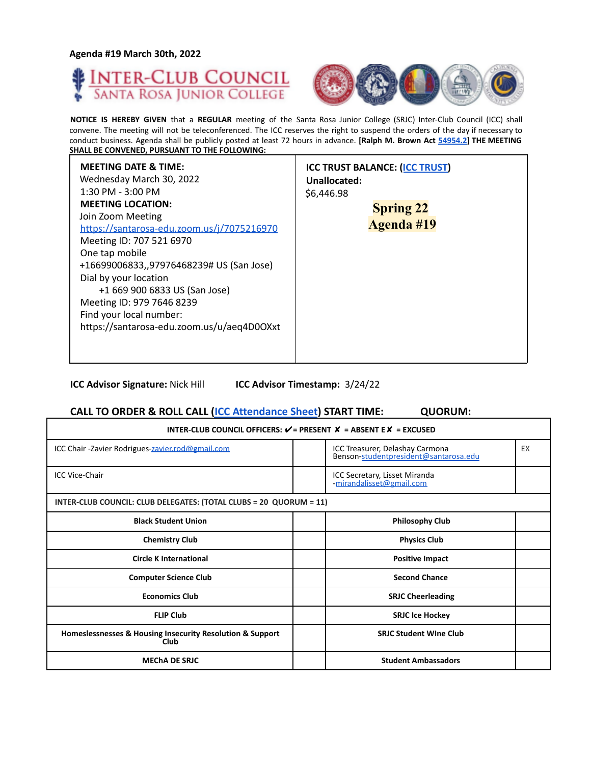**Agenda #19 March 30th, 2022**

# INTER-CLUB COUNCIL
## SANTA ROSA JUNIOR COLLEGE

**NOTICE IS HEREBY GIVEN** that a **REGULAR** meeting of the Santa Rosa Junior College (SRJC) Inter-Club Council (ICC) shall convene. The meeting will not be teleconferenced. The ICC reserves the right to suspend the orders of the day if necessary to conduct business. Agenda shall be publicly posted at least 72 hours in advance. **[Ralph M. Brown Act 54954.2] THE MEETING SHALL BE CONVENED, PURSUANT TO THE FOLLOWING:**

| | |
|---|---|
| **MEETING DATE & TIME:**<br>Wednesday March 30, 2022<br>1:30 PM - 3:00 PM<br>**MEETING LOCATION:**<br>Join Zoom Meeting<br>https://santarosa-edu.zoom.us/j/7075216970<br>Meeting ID: 707 521 6970<br>One tap mobile<br>+16699006833,,97976468239# US (San Jose)<br>Dial by your location<br>+1 669 900 6833 US (San Jose)<br>Meeting ID: 979 7646 8239<br>Find your local number:<br>https://santarosa-edu.zoom.us/u/aeq4D0OXxt | **ICC TRUST BALANCE: (ICC TRUST)**<br>**Unallocated:**<br>$6,446.98<br>**Spring 22**<br>**Agenda #19** |

**ICC Advisor Signature:** Nick Hill **ICC Advisor Timestamp:** 3/24/22

**CALL TO ORDER & ROLL CALL (ICC Attendance Sheet) START TIME: QUORUM:**

| **INTER-CLUB COUNCIL OFFICERS: ✔= PRESENT ✘ = ABSENT E✘ = EXCUSED** | | | |
|---|---|---|---|
| ICC Chair -Zavier Rodrigues-zavier.rod@gmail.com | | ICC Treasurer, Delashay Carmona Benson-studentpresident@santarosa.edu | EX |
| ICC Vice-Chair | | ICC Secretary, Lisset Miranda -mirandalisset@gmail.com | |
| **INTER-CLUB COUNCIL: CLUB DELEGATES: (TOTAL CLUBS = 20 QUORUM = 11)** | | | |
| **Black Student Union** | | **Philosophy Club** | |
| **Chemistry Club** | | **Physics Club** | |
| **Circle K International** | | **Positive Impact** | |
| **Computer Science Club** | | **Second Chance** | |
| **Economics Club** | | **SRJC Cheerleading** | |
| **FLIP Club** | | **SRJC Ice Hockey** | |
| **Homeslessnesses & Housing Insecurity Resolution & Support Club** | | **SRJC Student WIne Club** | |
| **MEChA DE SRJC** | | **Student Ambassadors** | |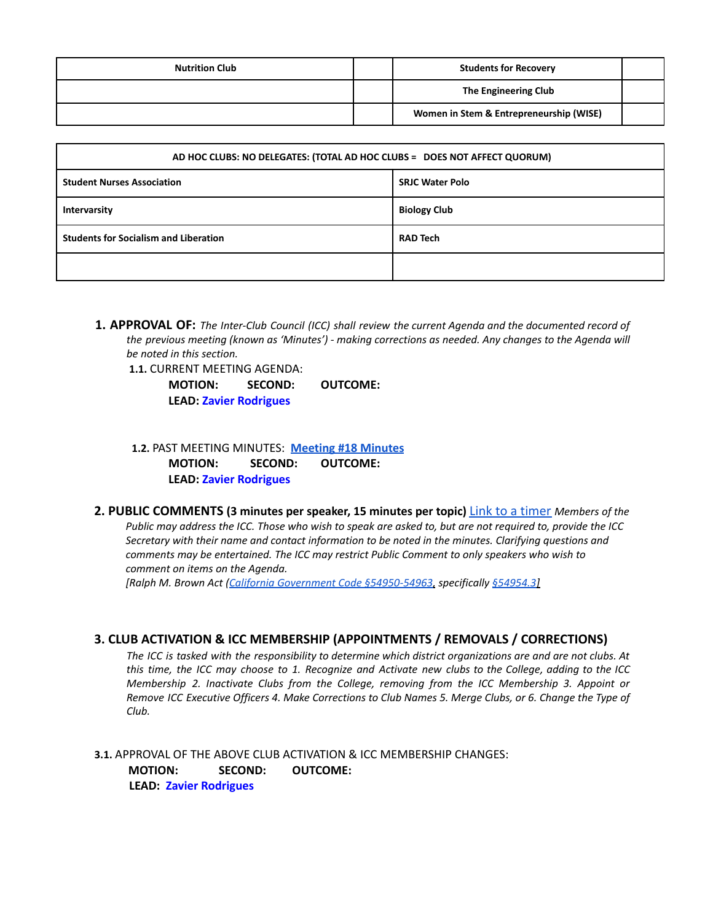| | | | |
|---|---|---|---|
| **Nutrition Club** | | **Students for Recovery** | |
| | | **The Engineering Club** | |
| | | **Women in Stem & Entrepreneurship (WISE)** | |

| **AD HOC CLUBS: NO DELEGATES: (TOTAL AD HOC CLUBS = DOES NOT AFFECT QUORUM)** | |
|---|---|
| **Student Nurses Association** | **SRJC Water Polo** |
| **Intervarsity** | **Biology Club** |
| **Students for Socialism and Liberation** | **RAD Tech** |
| | |

## 1. APPROVAL OF:

*The Inter-Club Council (ICC) shall review the current Agenda and the documented record of the previous meeting (known as 'Minutes') - making corrections as needed. Any changes to the Agenda will be noted in this section.*

**1.1.** CURRENT MEETING AGENDA:

**MOTION:** **SECOND:** **OUTCOME:**

**LEAD: Zavier Rodrigues**

**1.2.** PAST MEETING MINUTES: **Meeting #18 Minutes**

**MOTION:** **SECOND:** **OUTCOME:**

**LEAD: Zavier Rodrigues**

## 2. PUBLIC COMMENTS (3 minutes per speaker, 15 minutes per topic)

Link to a timer *Members of the Public may address the ICC. Those who wish to speak are asked to, but are not required to, provide the ICC Secretary with their name and contact information to be noted in the minutes. Clarifying questions and comments may be entertained. The ICC may restrict Public Comment to only speakers who wish to comment on items on the Agenda.*

*[Ralph M. Brown Act (California Government Code §54950-54963, specifically §54954.3]*

## 3. CLUB ACTIVATION & ICC MEMBERSHIP (APPOINTMENTS / REMOVALS / CORRECTIONS)

*The ICC is tasked with the responsibility to determine which district organizations are and are not clubs. At this time, the ICC may choose to 1. Recognize and Activate new clubs to the College, adding to the ICC Membership 2. Inactivate Clubs from the College, removing from the ICC Membership 3. Appoint or Remove ICC Executive Officers 4. Make Corrections to Club Names 5. Merge Clubs, or 6. Change the Type of Club.*

**3.1.** APPROVAL OF THE ABOVE CLUB ACTIVATION & ICC MEMBERSHIP CHANGES:

**MOTION:** **SECOND:** **OUTCOME:**

**LEAD: Zavier Rodrigues**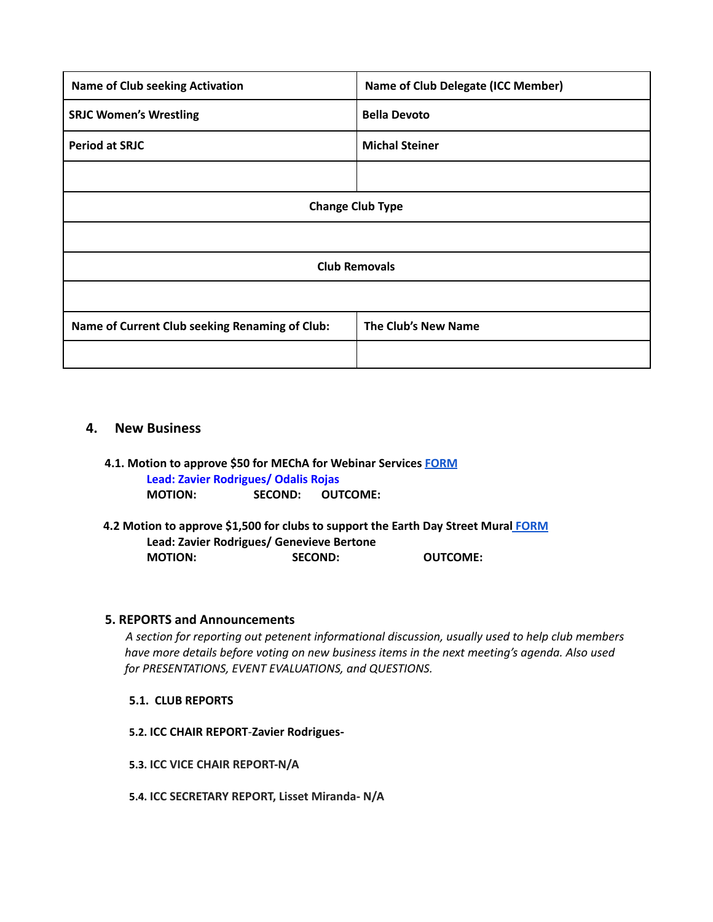| Name of Club seeking Activation | Name of Club Delegate (ICC Member) |
|---|---|
| **SRJC Women's Wrestling** | **Bella Devoto** |
| **Period at SRJC** | **Michal Steiner** |
| | |
| **Change Club Type** | |
| | |
| **Club Removals** | |
| | |
| **Name of Current Club seeking Renaming of Club:** | **The Club's New Name** |
| | |

## 4. New Business

**4.1. Motion to approve $50 for MEChA for Webinar Services** [FORM]

**Lead: Zavier Rodrigues/ Odalis Rojas**

**MOTION:** **SECOND:** **OUTCOME:**

**4.2 Motion to approve $1,500 for clubs to support the Earth Day Street Mural** [FORM]

**Lead: Zavier Rodrigues/ Genevieve Bertone**

**MOTION:** **SECOND:** **OUTCOME:**

### 5. REPORTS and Announcements

*A section for reporting out petenent informational discussion, usually used to help club members have more details before voting on new business items in the next meeting's agenda. Also used for PRESENTATIONS, EVENT EVALUATIONS, and QUESTIONS.*

**5.1. CLUB REPORTS**

**5.2. ICC CHAIR REPORT-Zavier Rodrigues-**

**5.3. ICC VICE CHAIR REPORT-N/A**

**5.4. ICC SECRETARY REPORT, Lisset Miranda- N/A**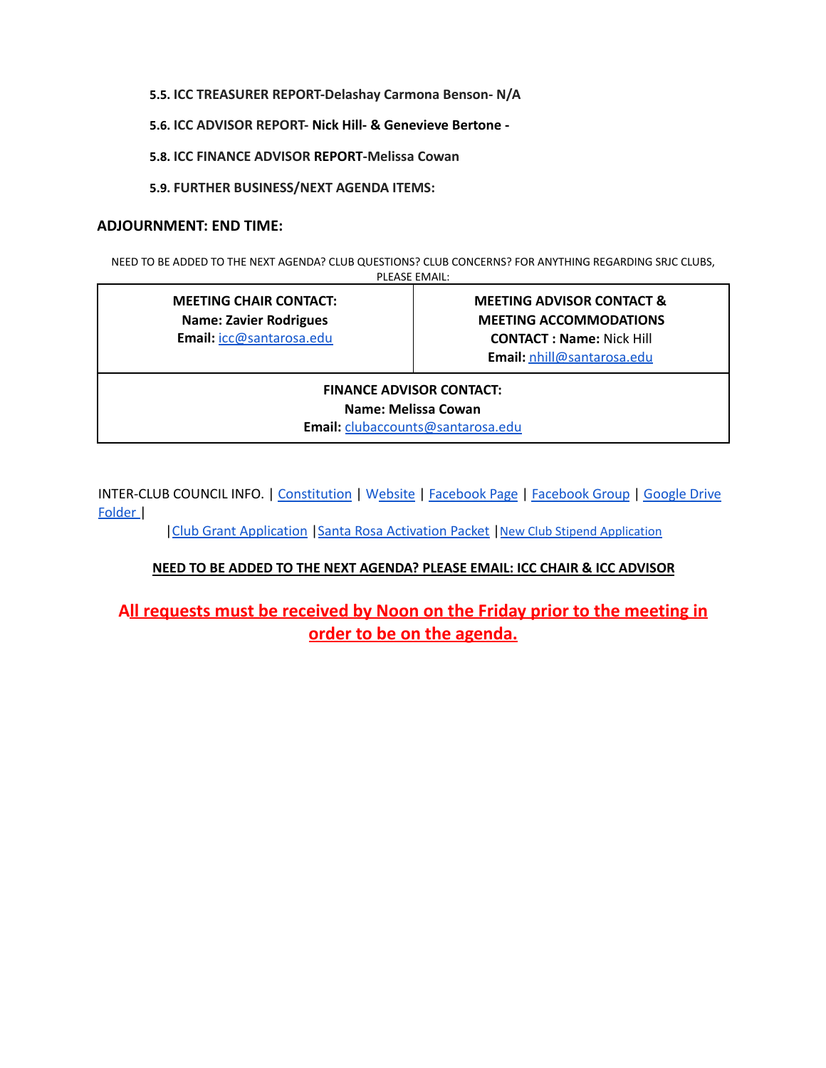**5.5. ICC TREASURER REPORT-Delashay Carmona Benson- N/A**

**5.6. ICC ADVISOR REPORT- Nick Hill- & Genevieve Bertone -**

**5.8. ICC FINANCE ADVISOR REPORT-Melissa Cowan**

**5.9. FURTHER BUSINESS/NEXT AGENDA ITEMS:**

**ADJOURNMENT: END TIME:**

NEED TO BE ADDED TO THE NEXT AGENDA? CLUB QUESTIONS? CLUB CONCERNS? FOR ANYTHING REGARDING SRJC CLUBS, PLEASE EMAIL:

| | |
|---|---|
| **MEETING CHAIR CONTACT:**<br>**Name: Zavier Rodrigues**<br>**Email:** icc@santarosa.edu | **MEETING ADVISOR CONTACT & MEETING ACCOMMODATIONS CONTACT : Name:** Nick Hill<br>**Email:** nhill@santarosa.edu |
| **FINANCE ADVISOR CONTACT:**<br>**Name: Melissa Cowan**<br>**Email:** clubaccounts@santarosa.edu | |

INTER-CLUB COUNCIL INFO. | Constitution | Website | Facebook Page | Facebook Group | Google Drive Folder |

|Club Grant Application |Santa Rosa Activation Packet |New Club Stipend Application

**NEED TO BE ADDED TO THE NEXT AGENDA? PLEASE EMAIL: ICC CHAIR & ICC ADVISOR**

**All requests must be received by Noon on the Friday prior to the meeting in order to be on the agenda.**